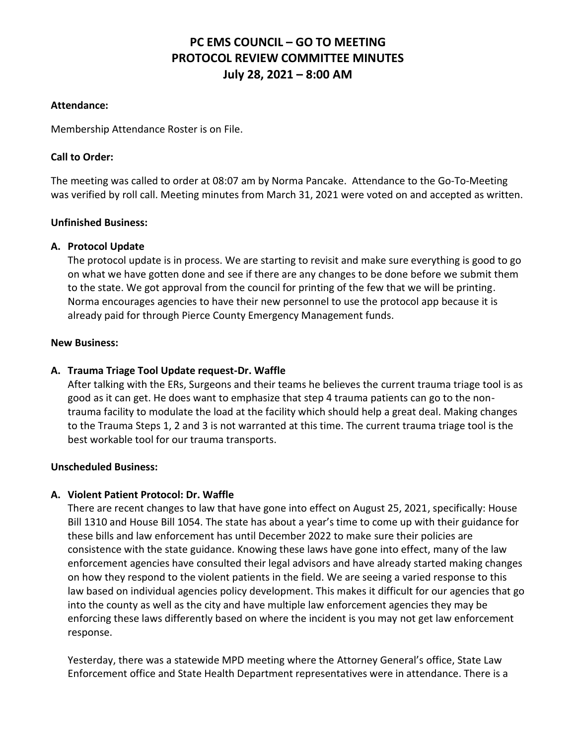# PC EMS COUNCIL – GO TO MEETING
# PROTOCOL REVIEW COMMITTEE MINUTES
# July 28, 2021 – 8:00 AM

**Attendance:**

Membership Attendance Roster is on File.

**Call to Order:**

The meeting was called to order at 08:07 am by Norma Pancake. Attendance to the Go-To-Meeting was verified by roll call. Meeting minutes from March 31, 2021 were voted on and accepted as written.

**Unfinished Business:**

**A. Protocol Update**

The protocol update is in process. We are starting to revisit and make sure everything is good to go on what we have gotten done and see if there are any changes to be done before we submit them to the state. We got approval from the council for printing of the few that we will be printing. Norma encourages agencies to have their new personnel to use the protocol app because it is already paid for through Pierce County Emergency Management funds.

**New Business:**

**A. Trauma Triage Tool Update request-Dr. Waffle**

After talking with the ERs, Surgeons and their teams he believes the current trauma triage tool is as good as it can get. He does want to emphasize that step 4 trauma patients can go to the non-trauma facility to modulate the load at the facility which should help a great deal. Making changes to the Trauma Steps 1, 2 and 3 is not warranted at this time. The current trauma triage tool is the best workable tool for our trauma transports.

**Unscheduled Business:**

**A. Violent Patient Protocol: Dr. Waffle**

There are recent changes to law that have gone into effect on August 25, 2021, specifically: House Bill 1310 and House Bill 1054. The state has about a year's time to come up with their guidance for these bills and law enforcement has until December 2022 to make sure their policies are consistence with the state guidance. Knowing these laws have gone into effect, many of the law enforcement agencies have consulted their legal advisors and have already started making changes on how they respond to the violent patients in the field. We are seeing a varied response to this law based on individual agencies policy development. This makes it difficult for our agencies that go into the county as well as the city and have multiple law enforcement agencies they may be enforcing these laws differently based on where the incident is you may not get law enforcement response.

Yesterday, there was a statewide MPD meeting where the Attorney General's office, State Law Enforcement office and State Health Department representatives were in attendance. There is a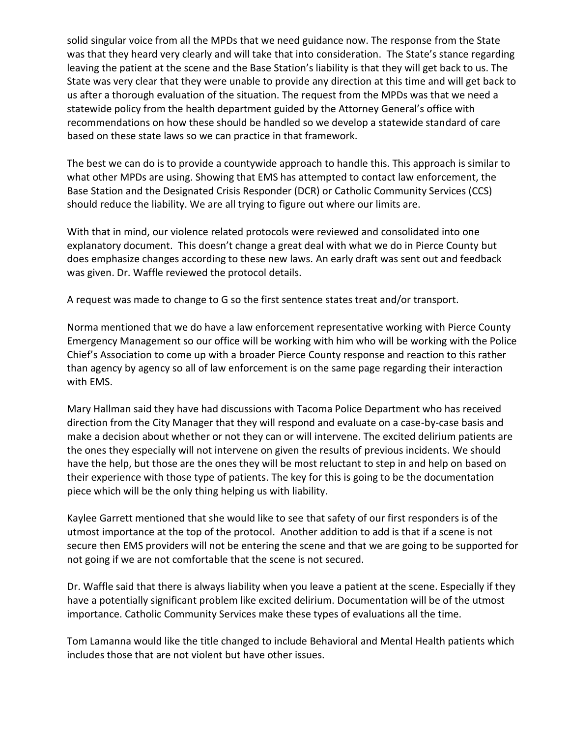solid singular voice from all the MPDs that we need guidance now. The response from the State was that they heard very clearly and will take that into consideration. The State's stance regarding leaving the patient at the scene and the Base Station's liability is that they will get back to us. The State was very clear that they were unable to provide any direction at this time and will get back to us after a thorough evaluation of the situation. The request from the MPDs was that we need a statewide policy from the health department guided by the Attorney General's office with recommendations on how these should be handled so we develop a statewide standard of care based on these state laws so we can practice in that framework.

The best we can do is to provide a countywide approach to handle this. This approach is similar to what other MPDs are using. Showing that EMS has attempted to contact law enforcement, the Base Station and the Designated Crisis Responder (DCR) or Catholic Community Services (CCS) should reduce the liability. We are all trying to figure out where our limits are.

With that in mind, our violence related protocols were reviewed and consolidated into one explanatory document. This doesn't change a great deal with what we do in Pierce County but does emphasize changes according to these new laws. An early draft was sent out and feedback was given. Dr. Waffle reviewed the protocol details.

A request was made to change to G so the first sentence states treat and/or transport.

Norma mentioned that we do have a law enforcement representative working with Pierce County Emergency Management so our office will be working with him who will be working with the Police Chief's Association to come up with a broader Pierce County response and reaction to this rather than agency by agency so all of law enforcement is on the same page regarding their interaction with EMS.

Mary Hallman said they have had discussions with Tacoma Police Department who has received direction from the City Manager that they will respond and evaluate on a case-by-case basis and make a decision about whether or not they can or will intervene. The excited delirium patients are the ones they especially will not intervene on given the results of previous incidents. We should have the help, but those are the ones they will be most reluctant to step in and help on based on their experience with those type of patients. The key for this is going to be the documentation piece which will be the only thing helping us with liability.

Kaylee Garrett mentioned that she would like to see that safety of our first responders is of the utmost importance at the top of the protocol. Another addition to add is that if a scene is not secure then EMS providers will not be entering the scene and that we are going to be supported for not going if we are not comfortable that the scene is not secured.

Dr. Waffle said that there is always liability when you leave a patient at the scene. Especially if they have a potentially significant problem like excited delirium. Documentation will be of the utmost importance. Catholic Community Services make these types of evaluations all the time.

Tom Lamanna would like the title changed to include Behavioral and Mental Health patients which includes those that are not violent but have other issues.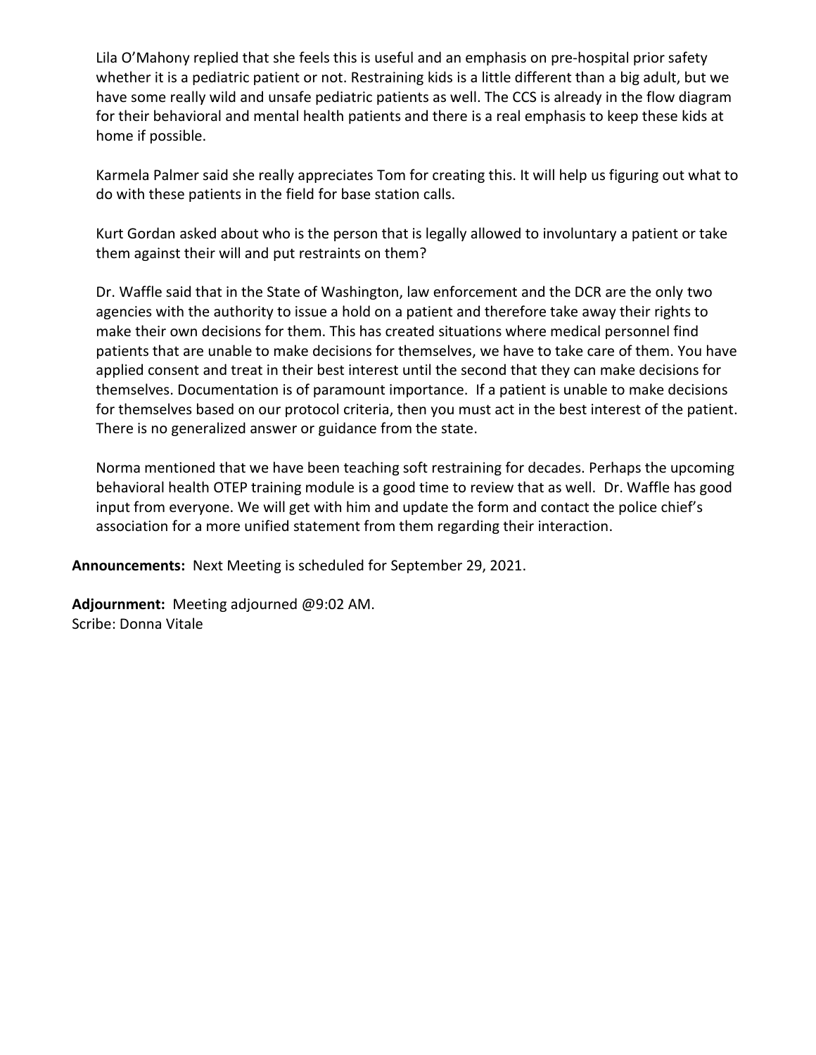Lila O'Mahony replied that she feels this is useful and an emphasis on pre-hospital prior safety whether it is a pediatric patient or not. Restraining kids is a little different than a big adult, but we have some really wild and unsafe pediatric patients as well. The CCS is already in the flow diagram for their behavioral and mental health patients and there is a real emphasis to keep these kids at home if possible.

Karmela Palmer said she really appreciates Tom for creating this. It will help us figuring out what to do with these patients in the field for base station calls.

Kurt Gordan asked about who is the person that is legally allowed to involuntary a patient or take them against their will and put restraints on them?

Dr. Waffle said that in the State of Washington, law enforcement and the DCR are the only two agencies with the authority to issue a hold on a patient and therefore take away their rights to make their own decisions for them. This has created situations where medical personnel find patients that are unable to make decisions for themselves, we have to take care of them. You have applied consent and treat in their best interest until the second that they can make decisions for themselves. Documentation is of paramount importance. If a patient is unable to make decisions for themselves based on our protocol criteria, then you must act in the best interest of the patient. There is no generalized answer or guidance from the state.

Norma mentioned that we have been teaching soft restraining for decades. Perhaps the upcoming behavioral health OTEP training module is a good time to review that as well. Dr. Waffle has good input from everyone. We will get with him and update the form and contact the police chief's association for a more unified statement from them regarding their interaction.

**Announcements:** Next Meeting is scheduled for September 29, 2021.

**Adjournment:** Meeting adjourned @9:02 AM.
Scribe: Donna Vitale